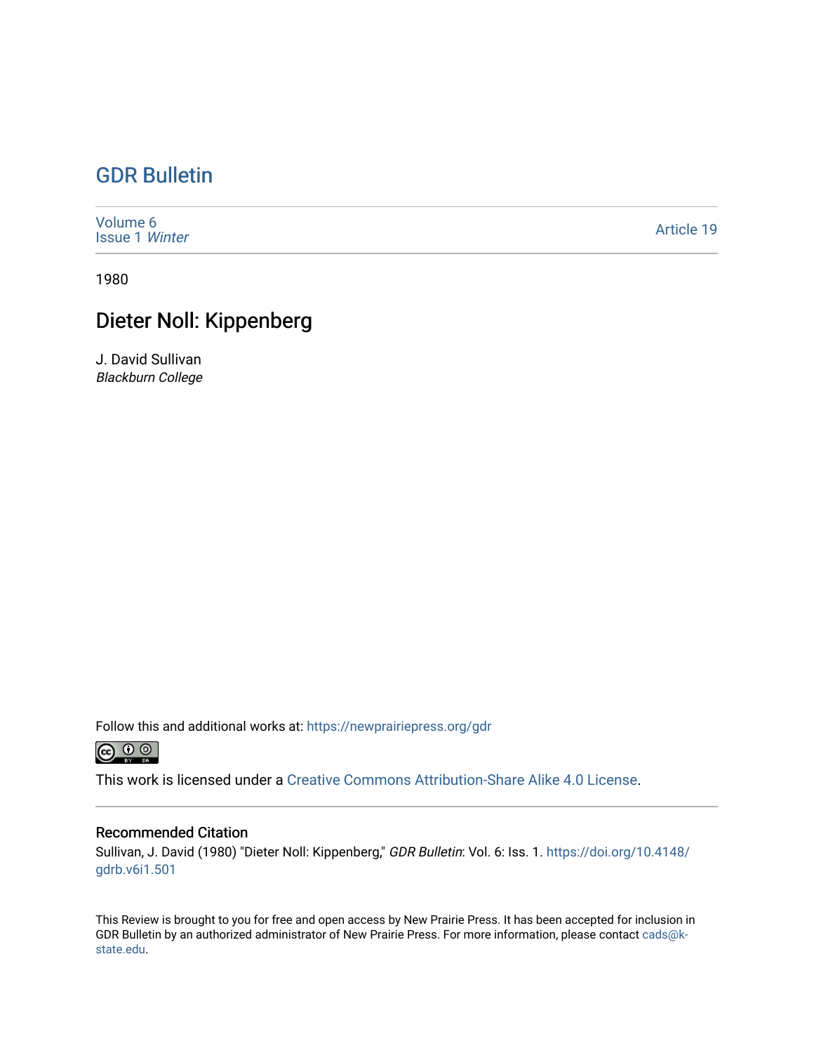# GDR Bulletin

Volume 6
Issue 1 *Winter*

Article 19

1980

## Dieter Noll: Kippenberg

J. David Sullivan
*Blackburn College*

Follow this and additional works at: https://newprairiepress.org/gdr

This work is licensed under a Creative Commons Attribution-Share Alike 4.0 License.

### Recommended Citation

Sullivan, J. David (1980) "Dieter Noll: Kippenberg," *GDR Bulletin*: Vol. 6: Iss. 1. https://doi.org/10.4148/gdrb.v6i1.501

This Review is brought to you for free and open access by New Prairie Press. It has been accepted for inclusion in GDR Bulletin by an authorized administrator of New Prairie Press. For more information, please contact cads@k-state.edu.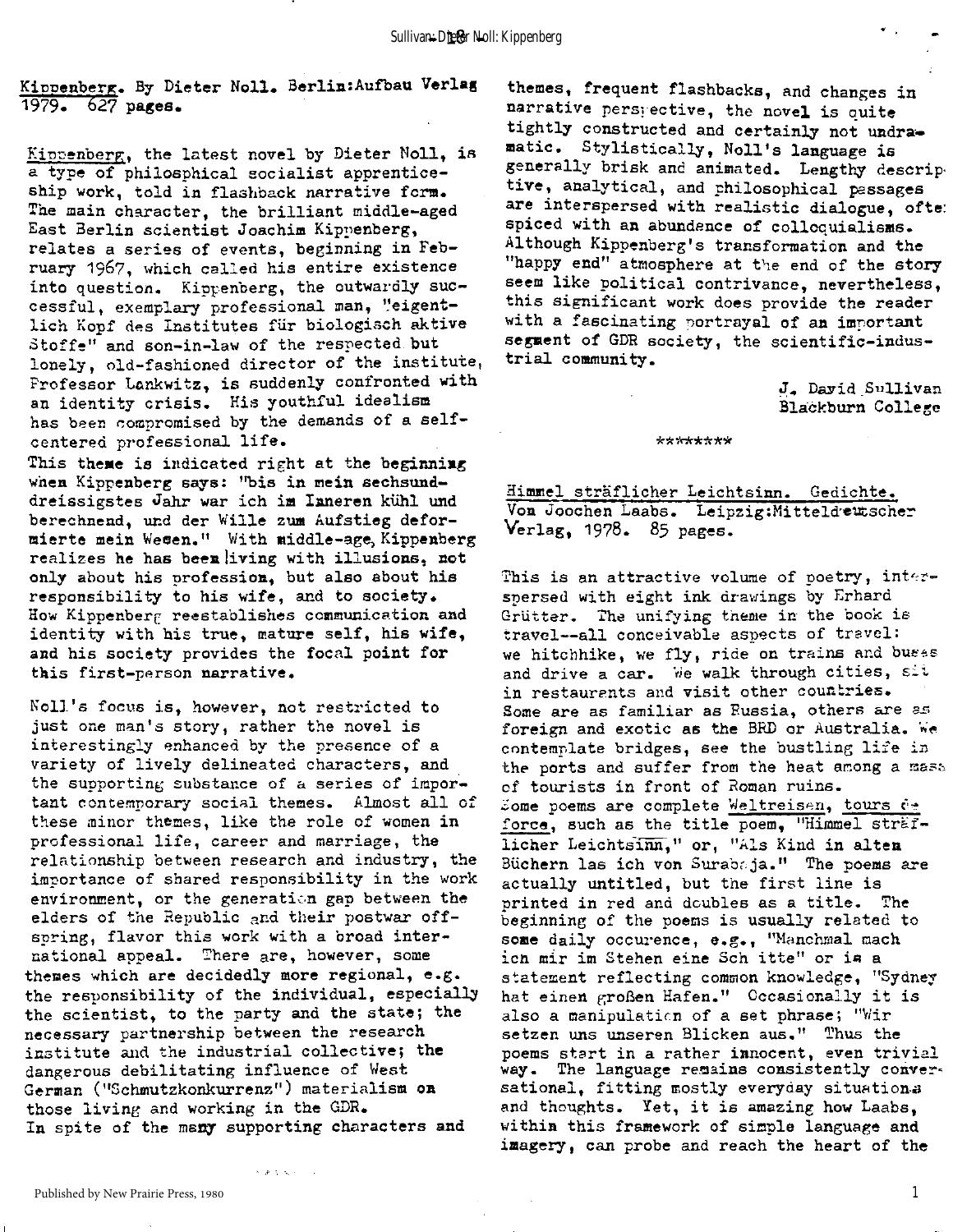Kippenberg. By Dieter Noll. Berlin:Aufbau Verlag 1979. 627 pages.

Kippenberg, the latest novel by Dieter Noll, is a type of philosophical socialist apprenticeship work, told in flashback narrative form. The main character, the brilliant middle-aged East Berlin scientist Joachim Kippenberg, relates a series of events, beginning in February 1967, which called his entire existence into question. Kippenberg, the outwardly successful, exemplary professional man, "eigentlich Kopf des Institutes für biologisch aktive Stoffe" and son-in-law of the respected but lonely, old-fashioned director of the institute, Professor Lankwitz, is suddenly confronted with an identity crisis. His youthful idealism has been compromised by the demands of a self-centered professional life.

This theme is indicated right at the beginning when Kippenberg says: "bis in mein sechsunddreissigstes Jahr war ich im Inneren kühl und berechnend, und der Wille zum Aufstieg deformierte mein Wesen." With middle-age, Kippenberg realizes he has been living with illusions, not only about his profession, but also about his responsibility to his wife, and to society. How Kippenberg reestablishes communication and identity with his true, mature self, his wife, and his society provides the focal point for this first-person narrative.

Noll's focus is, however, not restricted to just one man's story, rather the novel is interestingly enhanced by the presence of a variety of lively delineated characters, and the supporting substance of a series of important contemporary social themes. Almost all of these minor themes, like the role of women in professional life, career and marriage, the relationship between research and industry, the importance of shared responsibility in the work environment, or the generation gap between the elders of the Republic and their postwar offspring, flavor this work with a broad international appeal. There are, however, some themes which are decidedly more regional, e.g. the responsibility of the individual, especially the scientist, to the party and the state; the necessary partnership between the research institute and the industrial collective; the dangerous debilitating influence of West German ("Schmutzkonkurrenz") materialism on those living and working in the GDR.

In spite of the many supporting characters and themes, frequent flashbacks, and changes in narrative perspective, the novel is quite tightly constructed and certainly not undramatic. Stylistically, Noll's language is generally brisk and animated. Lengthy descriptive, analytical, and philosophical passages are interspersed with realistic dialogue, often spiced with an abundance of colloquialisms. Although Kippenberg's transformation and the "happy end" atmosphere at the end of the story seem like political contrivance, nevertheless, this significant work does provide the reader with a fascinating portrayal of an important segment of GDR society, the scientific-industrial community.

J. David Sullivan
Blackburn College

********

Himmel sträflicher Leichtsinn. Gedichte. Von Joochen Laabs. Leipzig:Mitteldeutscher Verlag, 1978. 85 pages.

This is an attractive volume of poetry, interspersed with eight ink drawings by Erhard Grütter. The unifying theme in the book is travel--all conceivable aspects of travel: we hitchhike, we fly, ride on trains and buses and drive a car. We walk through cities, sit in restaurants and visit other countries. Some are as familiar as Russia, others are as foreign and exotic as the BRD or Australia. We contemplate bridges, see the bustling life in the ports and suffer from the heat among a mass of tourists in front of Roman ruins. Some poems are complete Weltreisen, tours de force, such as the title poem, "Himmel sträflicher Leichtsinn," or, "Als Kind in alten Büchern las ich von Surabaja." The poems are actually untitled, but the first line is printed in red and doubles as a title. The beginning of the poems is usually related to some daily occurence, e.g., "Manchmal mach ich mir im Stehen eine Sch itte" or is a statement reflecting common knowledge, "Sydney hat einen großen Hafen." Occasionally it is also a manipulation of a set phrase; "Wir setzen uns unseren Blicken aus." Thus the poems start in a rather innocent, even trivial way. The language remains consistently conversational, fitting mostly everyday situations and thoughts. Yet, it is amazing how Laabs, within this framework of simple language and imagery, can probe and reach the heart of the